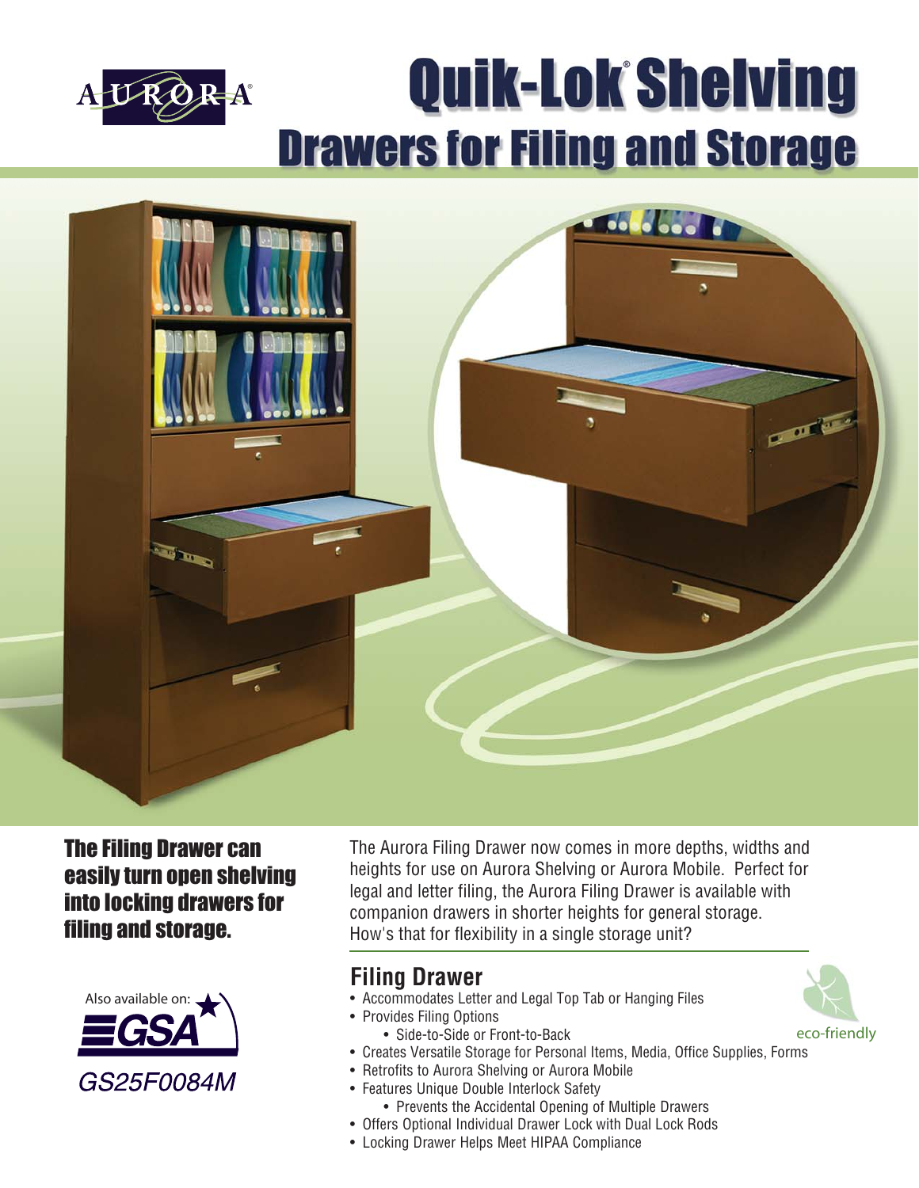# Quik-Lok® Shelving

## Drawers for Filing and Storage

**The Filing Drawer can easily turn open shelving into locking drawers for filing and storage.**

Also available on: GSA

GS25F0084M

The Aurora Filing Drawer now comes in more depths, widths and heights for use on Aurora Shelving or Aurora Mobile. Perfect for legal and letter filing, the Aurora Filing Drawer is available with companion drawers in shorter heights for general storage. How's that for flexibility in a single storage unit?

## Filing Drawer

eco-friendly

- Accommodates Letter and Legal Top Tab or Hanging Files
- Provides Filing Options
    - Side-to-Side or Front-to-Back
- Creates Versatile Storage for Personal Items, Media, Office Supplies, Forms
- Retrofits to Aurora Shelving or Aurora Mobile
- Features Unique Double Interlock Safety
    - Prevents the Accidental Opening of Multiple Drawers
- Offers Optional Individual Drawer Lock with Dual Lock Rods
- Locking Drawer Helps Meet HIPAA Compliance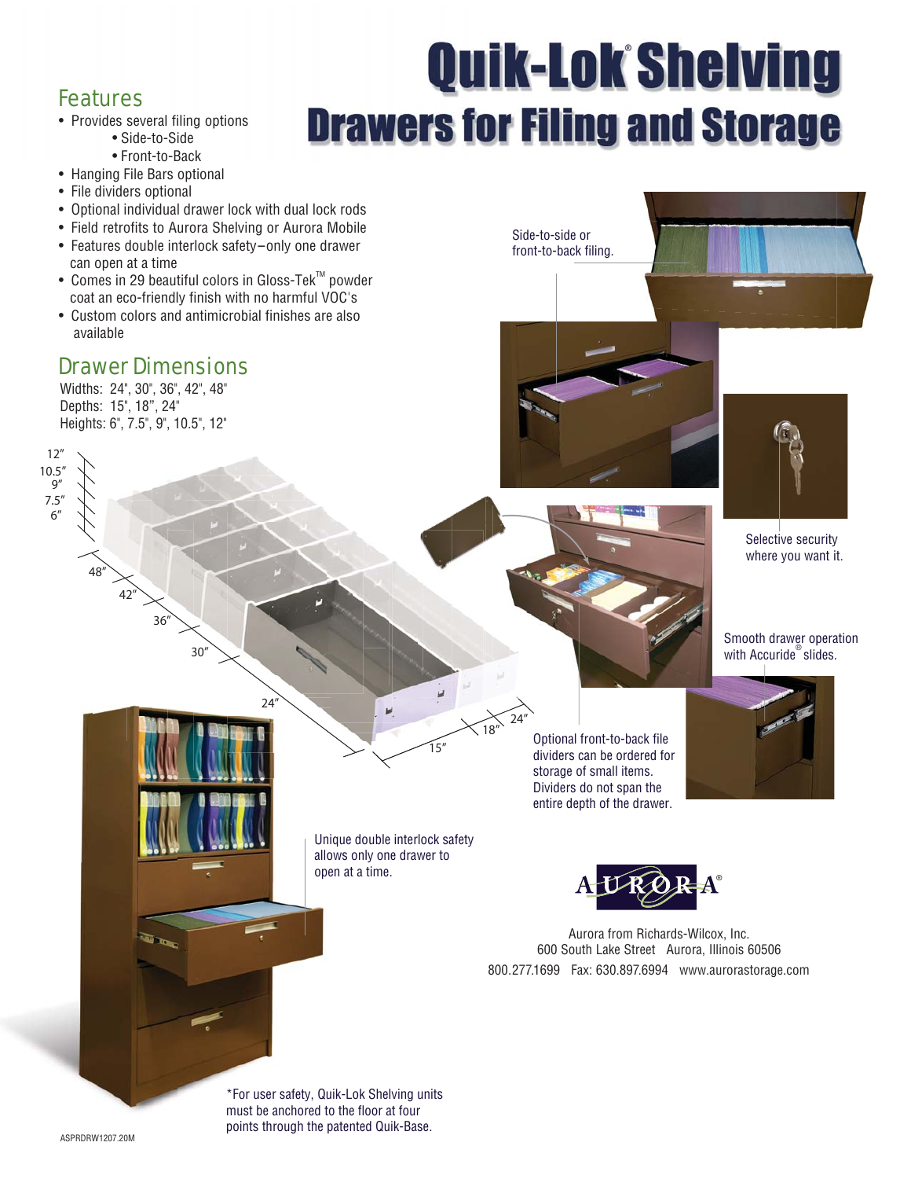# Quik-Lok® Shelving

## Drawers for Filing and Storage

## Features

- Provides several filing options
  - Side-to-Side
  - Front-to-Back
- Hanging File Bars optional
- File dividers optional
- Optional individual drawer lock with dual lock rods
- Field retrofits to Aurora Shelving or Aurora Mobile
- Features double interlock safety–only one drawer can open at a time
- Comes in 29 beautiful colors in Gloss-Tek™ powder coat an eco-friendly finish with no harmful VOC's
- Custom colors and antimicrobial finishes are also available

## Drawer Dimensions

Widths: 24", 30", 36", 42", 48"
Depths: 15", 18", 24"
Heights: 6", 7.5", 9", 10.5", 12"

12″
10.5″
9″
7.5″
6″
48″
42″
36″
30″
24″
15″
18″
24″

Side-to-side or front-to-back filing.

Selective security where you want it.

Smooth drawer operation with Accuride® slides.

Optional front-to-back file dividers can be ordered for storage of small items. Dividers do not span the entire depth of the drawer.

Unique double interlock safety allows only one drawer to open at a time.

AURORA®

Aurora from Richards-Wilcox, Inc.
600 South Lake Street Aurora, Illinois 60506
800.277.1699 Fax: 630.897.6994 www.aurorastorage.com

*For user safety, Quik-Lok Shelving units must be anchored to the floor at four points through the patented Quik-Base.

ASPRDRW1207.20M